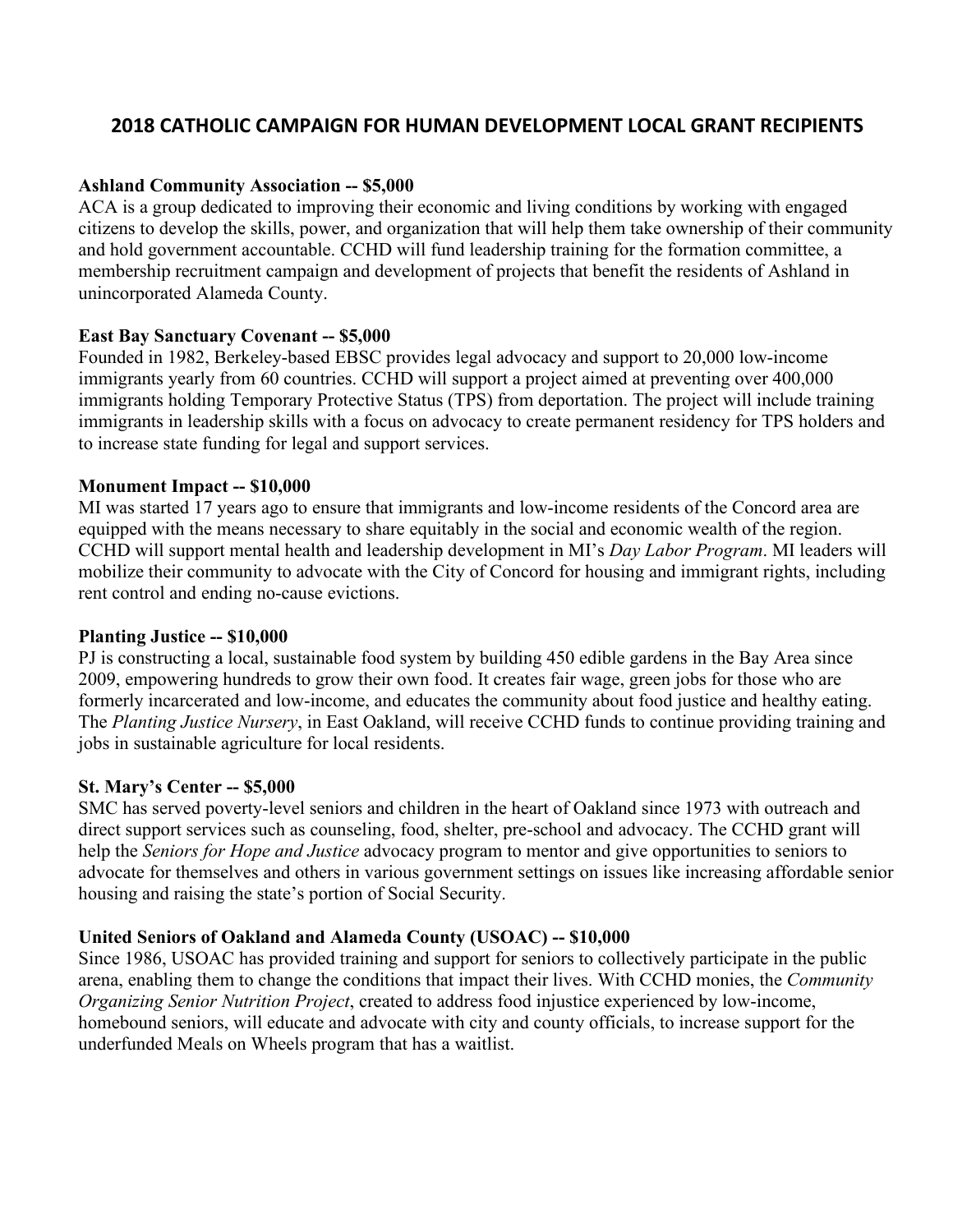# 2018 CATHOLIC CAMPAIGN FOR HUMAN DEVELOPMENT LOCAL GRANT RECIPIENTS

**Ashland Community Association -- $5,000**
ACA is a group dedicated to improving their economic and living conditions by working with engaged citizens to develop the skills, power, and organization that will help them take ownership of their community and hold government accountable. CCHD will fund leadership training for the formation committee, a membership recruitment campaign and development of projects that benefit the residents of Ashland in unincorporated Alameda County.

**East Bay Sanctuary Covenant -- $5,000**
Founded in 1982, Berkeley-based EBSC provides legal advocacy and support to 20,000 low-income immigrants yearly from 60 countries. CCHD will support a project aimed at preventing over 400,000 immigrants holding Temporary Protective Status (TPS) from deportation. The project will include training immigrants in leadership skills with a focus on advocacy to create permanent residency for TPS holders and to increase state funding for legal and support services.

**Monument Impact -- $10,000**
MI was started 17 years ago to ensure that immigrants and low-income residents of the Concord area are equipped with the means necessary to share equitably in the social and economic wealth of the region. CCHD will support mental health and leadership development in MI's *Day Labor Program*. MI leaders will mobilize their community to advocate with the City of Concord for housing and immigrant rights, including rent control and ending no-cause evictions.

**Planting Justice -- $10,000**
PJ is constructing a local, sustainable food system by building 450 edible gardens in the Bay Area since 2009, empowering hundreds to grow their own food. It creates fair wage, green jobs for those who are formerly incarcerated and low-income, and educates the community about food justice and healthy eating. The *Planting Justice Nursery*, in East Oakland, will receive CCHD funds to continue providing training and jobs in sustainable agriculture for local residents.

**St. Mary's Center -- $5,000**
SMC has served poverty-level seniors and children in the heart of Oakland since 1973 with outreach and direct support services such as counseling, food, shelter, pre-school and advocacy. The CCHD grant will help the *Seniors for Hope and Justice* advocacy program to mentor and give opportunities to seniors to advocate for themselves and others in various government settings on issues like increasing affordable senior housing and raising the state's portion of Social Security.

**United Seniors of Oakland and Alameda County (USOAC) -- $10,000**
Since 1986, USOAC has provided training and support for seniors to collectively participate in the public arena, enabling them to change the conditions that impact their lives. With CCHD monies, the *Community Organizing Senior Nutrition Project*, created to address food injustice experienced by low-income, homebound seniors, will educate and advocate with city and county officials, to increase support for the underfunded Meals on Wheels program that has a waitlist.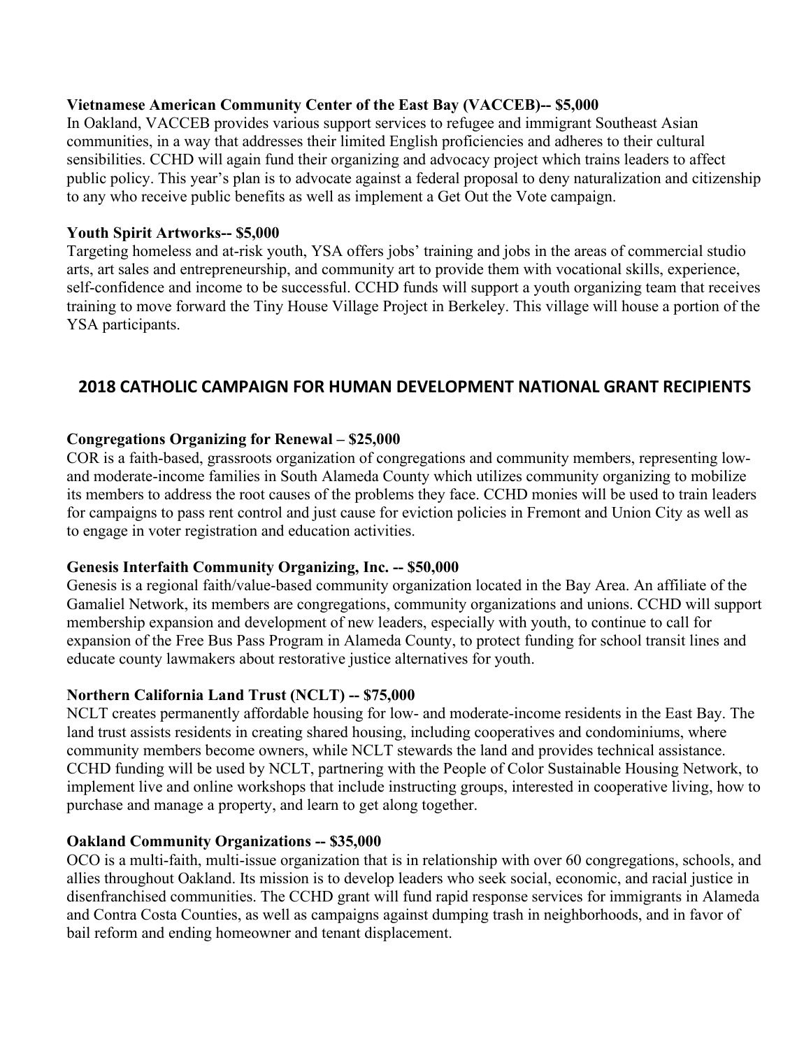**Vietnamese American Community Center of the East Bay (VACCEB)-- $5,000**

In Oakland, VACCEB provides various support services to refugee and immigrant Southeast Asian communities, in a way that addresses their limited English proficiencies and adheres to their cultural sensibilities. CCHD will again fund their organizing and advocacy project which trains leaders to affect public policy. This year's plan is to advocate against a federal proposal to deny naturalization and citizenship to any who receive public benefits as well as implement a Get Out the Vote campaign.

**Youth Spirit Artworks-- $5,000**

Targeting homeless and at-risk youth, YSA offers jobs' training and jobs in the areas of commercial studio arts, art sales and entrepreneurship, and community art to provide them with vocational skills, experience, self-confidence and income to be successful. CCHD funds will support a youth organizing team that receives training to move forward the Tiny House Village Project in Berkeley. This village will house a portion of the YSA participants.

## 2018 CATHOLIC CAMPAIGN FOR HUMAN DEVELOPMENT NATIONAL GRANT RECIPIENTS

**Congregations Organizing for Renewal – $25,000**

COR is a faith-based, grassroots organization of congregations and community members, representing low- and moderate-income families in South Alameda County which utilizes community organizing to mobilize its members to address the root causes of the problems they face. CCHD monies will be used to train leaders for campaigns to pass rent control and just cause for eviction policies in Fremont and Union City as well as to engage in voter registration and education activities.

**Genesis Interfaith Community Organizing, Inc. -- $50,000**

Genesis is a regional faith/value-based community organization located in the Bay Area. An affiliate of the Gamaliel Network, its members are congregations, community organizations and unions. CCHD will support membership expansion and development of new leaders, especially with youth, to continue to call for expansion of the Free Bus Pass Program in Alameda County, to protect funding for school transit lines and educate county lawmakers about restorative justice alternatives for youth.

**Northern California Land Trust (NCLT) -- $75,000**

NCLT creates permanently affordable housing for low- and moderate-income residents in the East Bay. The land trust assists residents in creating shared housing, including cooperatives and condominiums, where community members become owners, while NCLT stewards the land and provides technical assistance. CCHD funding will be used by NCLT, partnering with the People of Color Sustainable Housing Network, to implement live and online workshops that include instructing groups, interested in cooperative living, how to purchase and manage a property, and learn to get along together.

**Oakland Community Organizations -- $35,000**

OCO is a multi-faith, multi-issue organization that is in relationship with over 60 congregations, schools, and allies throughout Oakland. Its mission is to develop leaders who seek social, economic, and racial justice in disenfranchised communities. The CCHD grant will fund rapid response services for immigrants in Alameda and Contra Costa Counties, as well as campaigns against dumping trash in neighborhoods, and in favor of bail reform and ending homeowner and tenant displacement.